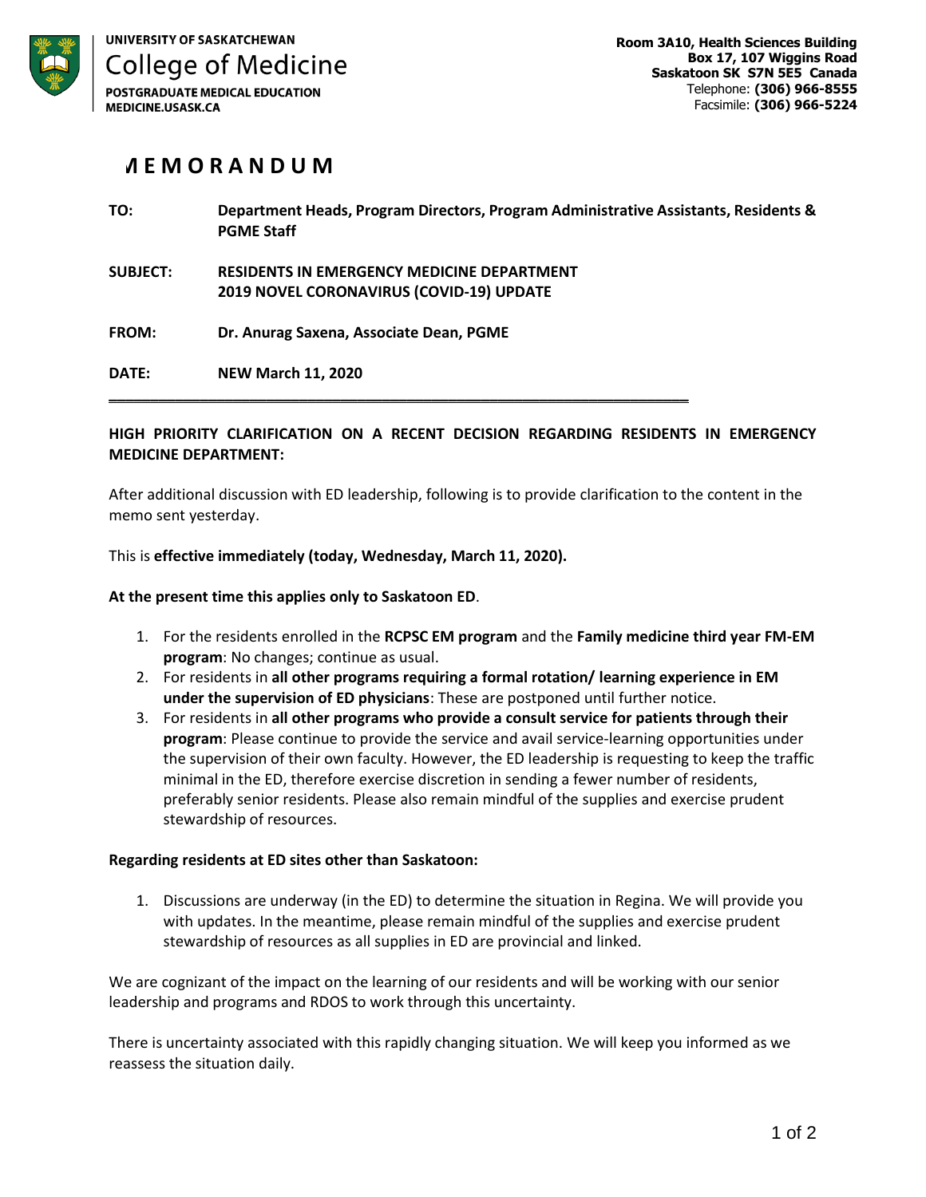UNIVERSITY OF SASKATCHEWAN
College of Medicine
POSTGRADUATE MEDICAL EDUCATION
MEDICINE.USASK.CA

**Room 3A10, Health Sciences Building**
**Box 17, 107 Wiggins Road**
**Saskatoon SK S7N 5E5 Canada**
Telephone: **(306) 966-8555**
Facsimile: **(306) 966-5224**

# MEMORANDUM

**TO:** **Department Heads, Program Directors, Program Administrative Assistants, Residents & PGME Staff**

**SUBJECT:** **RESIDENTS IN EMERGENCY MEDICINE DEPARTMENT 2019 NOVEL CORONAVIRUS (COVID-19) UPDATE**

**FROM:** **Dr. Anurag Saxena, Associate Dean, PGME**

**DATE:** **NEW March 11, 2020**

---

**HIGH PRIORITY CLARIFICATION ON A RECENT DECISION REGARDING RESIDENTS IN EMERGENCY MEDICINE DEPARTMENT:**

After additional discussion with ED leadership, following is to provide clarification to the content in the memo sent yesterday.

This is **effective immediately (today, Wednesday, March 11, 2020).**

**At the present time this applies only to Saskatoon ED**.

1. For the residents enrolled in the **RCPSC EM program** and the **Family medicine third year FM-EM program**: No changes; continue as usual.
2. For residents in **all other programs requiring a formal rotation/ learning experience in EM under the supervision of ED physicians**: These are postponed until further notice.
3. For residents in **all other programs who provide a consult service for patients through their program**: Please continue to provide the service and avail service-learning opportunities under the supervision of their own faculty. However, the ED leadership is requesting to keep the traffic minimal in the ED, therefore exercise discretion in sending a fewer number of residents, preferably senior residents. Please also remain mindful of the supplies and exercise prudent stewardship of resources.

**Regarding residents at ED sites other than Saskatoon:**

1. Discussions are underway (in the ED) to determine the situation in Regina. We will provide you with updates. In the meantime, please remain mindful of the supplies and exercise prudent stewardship of resources as all supplies in ED are provincial and linked.

We are cognizant of the impact on the learning of our residents and will be working with our senior leadership and programs and RDOS to work through this uncertainty.

There is uncertainty associated with this rapidly changing situation. We will keep you informed as we reassess the situation daily.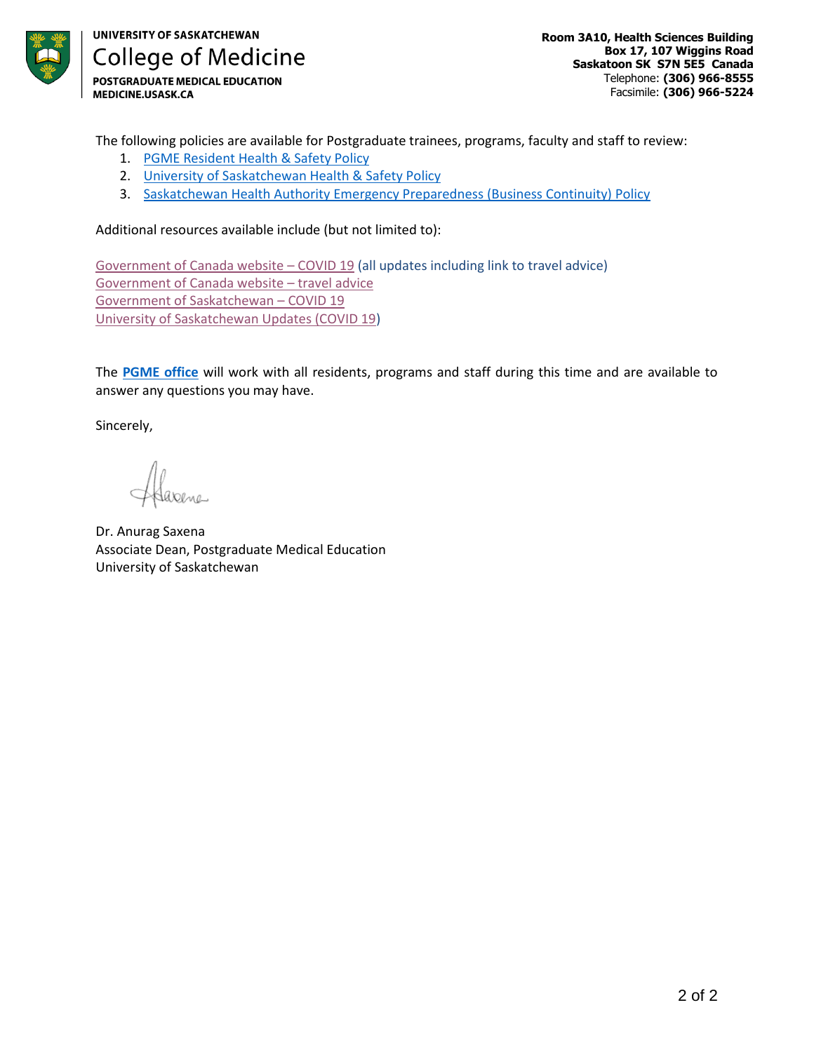UNIVERSITY OF SASKATCHEWAN
College of Medicine
POSTGRADUATE MEDICAL EDUCATION
MEDICINE.USASK.CA

**Room 3A10, Health Sciences Building**
**Box 17, 107 Wiggins Road**
**Saskatoon SK S7N 5E5 Canada**
Telephone: **(306) 966-8555**
Facsimile: **(306) 966-5224**

The following policies are available for Postgraduate trainees, programs, faculty and staff to review:

1. PGME Resident Health & Safety Policy
2. University of Saskatchewan Health & Safety Policy
3. Saskatchewan Health Authority Emergency Preparedness (Business Continuity) Policy

Additional resources available include (but not limited to):

Government of Canada website – COVID 19 (all updates including link to travel advice)
Government of Canada website – travel advice
Government of Saskatchewan – COVID 19
University of Saskatchewan Updates (COVID 19)

The **PGME office** will work with all residents, programs and staff during this time and are available to answer any questions you may have.

Sincerely,

Dr. Anurag Saxena
Associate Dean, Postgraduate Medical Education
University of Saskatchewan